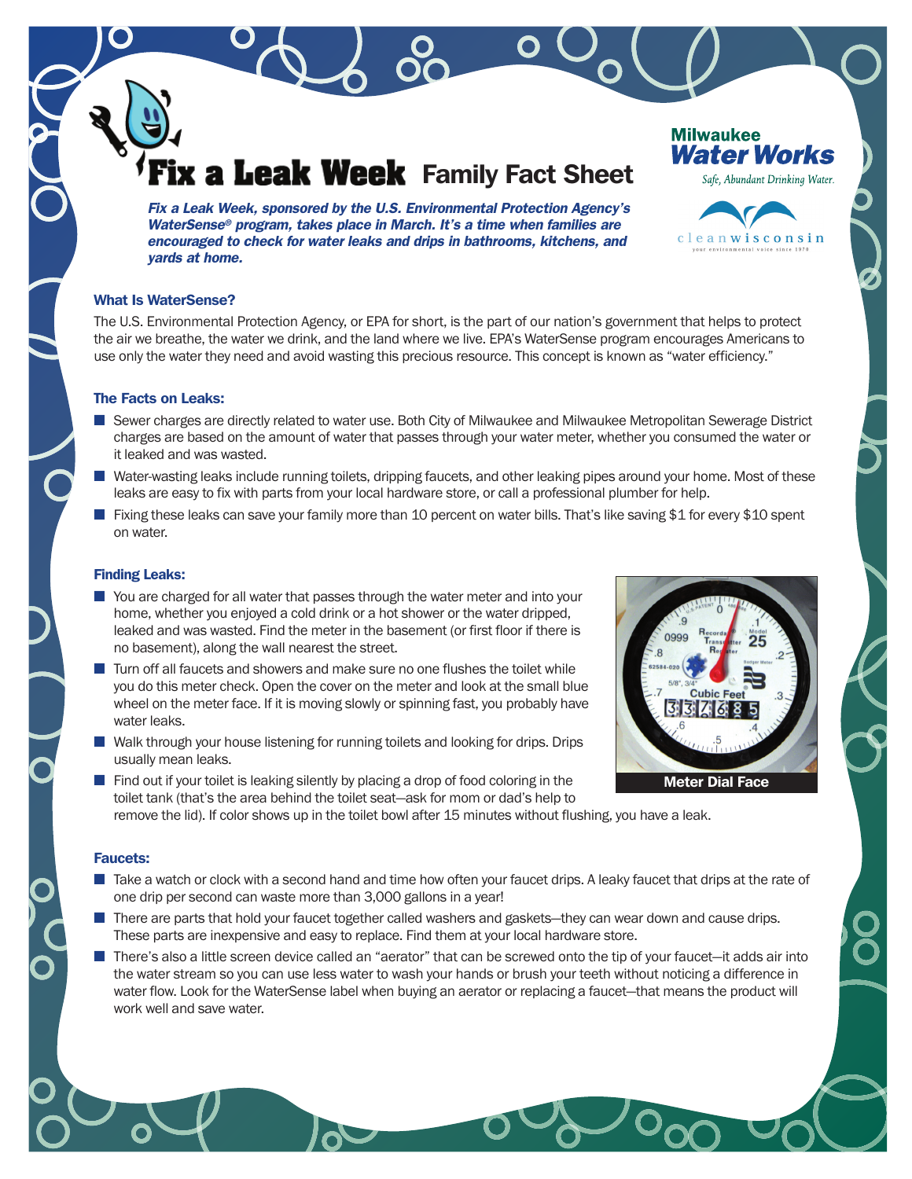# Fix a Leak Week Family Fact Sheet

Milwaukee **Water Works**

*Safe, Abundant Drinking Water.*

cleanwisconsin

your environmental voice since 1970

***Fix a Leak Week, sponsored by the U.S. Environmental Protection Agency's WaterSense® program, takes place in March. It's a time when families are encouraged to check for water leaks and drips in bathrooms, kitchens, and yards at home.***

### What Is WaterSense?

The U.S. Environmental Protection Agency, or EPA for short, is the part of our nation's government that helps to protect the air we breathe, the water we drink, and the land where we live. EPA's WaterSense program encourages Americans to use only the water they need and avoid wasting this precious resource. This concept is known as "water efficiency."

### The Facts on Leaks:

- Sewer charges are directly related to water use. Both City of Milwaukee and Milwaukee Metropolitan Sewerage District charges are based on the amount of water that passes through your water meter, whether you consumed the water or it leaked and was wasted.
- Water-wasting leaks include running toilets, dripping faucets, and other leaking pipes around your home. Most of these leaks are easy to fix with parts from your local hardware store, or call a professional plumber for help.
- Fixing these leaks can save your family more than 10 percent on water bills. That's like saving $1 for every $10 spent on water.

### Finding Leaks:

- You are charged for all water that passes through the water meter and into your home, whether you enjoyed a cold drink or a hot shower or the water dripped, leaked and was wasted. Find the meter in the basement (or first floor if there is no basement), along the wall nearest the street.
- Turn off all faucets and showers and make sure no one flushes the toilet while you do this meter check. Open the cover on the meter and look at the small blue wheel on the meter face. If it is moving slowly or spinning fast, you probably have water leaks.
- Walk through your house listening for running toilets and looking for drips. Drips usually mean leaks.
- Find out if your toilet is leaking silently by placing a drop of food coloring in the toilet tank (that's the area behind the toilet seat—ask for mom or dad's help to remove the lid). If color shows up in the toilet bowl after 15 minutes without flushing, you have a leak.

Meter Dial Face

### Faucets:

- Take a watch or clock with a second hand and time how often your faucet drips. A leaky faucet that drips at the rate of one drip per second can waste more than 3,000 gallons in a year!
- There are parts that hold your faucet together called washers and gaskets—they can wear down and cause drips. These parts are inexpensive and easy to replace. Find them at your local hardware store.
- There's also a little screen device called an "aerator" that can be screwed onto the tip of your faucet—it adds air into the water stream so you can use less water to wash your hands or brush your teeth without noticing a difference in water flow. Look for the WaterSense label when buying an aerator or replacing a faucet—that means the product will work well and save water.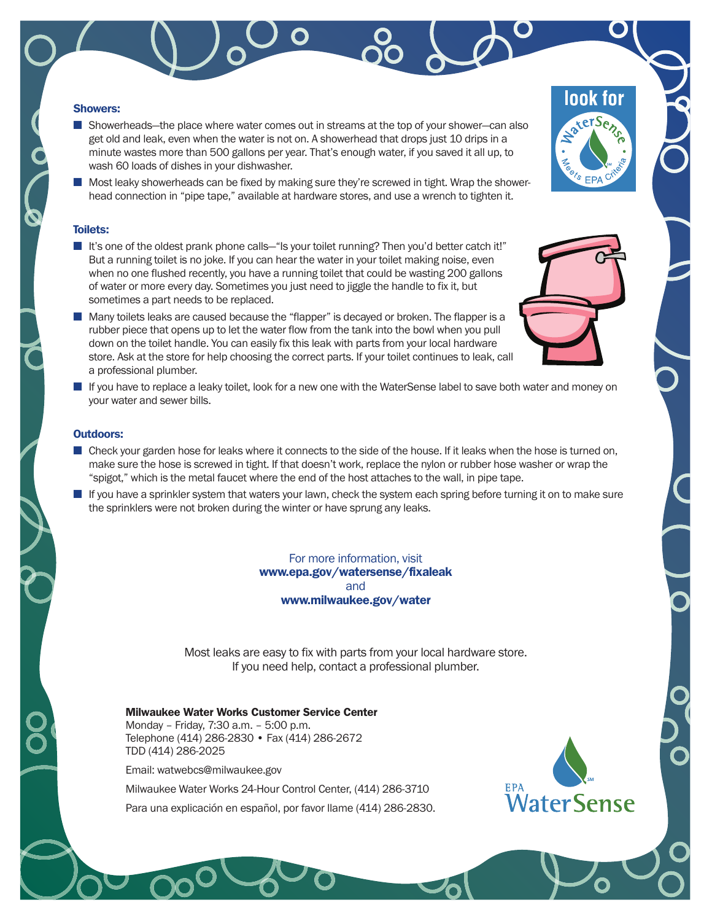### Showers:

- Showerheads—the place where water comes out in streams at the top of your shower—can also get old and leak, even when the water is not on. A showerhead that drops just 10 drips in a minute wastes more than 500 gallons per year. That's enough water, if you saved it all up, to wash 60 loads of dishes in your dishwasher.
- Most leaky showerheads can be fixed by making sure they're screwed in tight. Wrap the shower-head connection in "pipe tape," available at hardware stores, and use a wrench to tighten it.

look for WaterSense • Meets EPA Criteria

### Toilets:

- It's one of the oldest prank phone calls—"Is your toilet running? Then you'd better catch it!" But a running toilet is no joke. If you can hear the water in your toilet making noise, even when no one flushed recently, you have a running toilet that could be wasting 200 gallons of water or more every day. Sometimes you just need to jiggle the handle to fix it, but sometimes a part needs to be replaced.
- Many toilets leaks are caused because the "flapper" is decayed or broken. The flapper is a rubber piece that opens up to let the water flow from the tank into the bowl when you pull down on the toilet handle. You can easily fix this leak with parts from your local hardware store. Ask at the store for help choosing the correct parts. If your toilet continues to leak, call a professional plumber.
- If you have to replace a leaky toilet, look for a new one with the WaterSense label to save both water and money on your water and sewer bills.

### Outdoors:

- Check your garden hose for leaks where it connects to the side of the house. If it leaks when the hose is turned on, make sure the hose is screwed in tight. If that doesn't work, replace the nylon or rubber hose washer or wrap the "spigot," which is the metal faucet where the end of the host attaches to the wall, in pipe tape.
- If you have a sprinkler system that waters your lawn, check the system each spring before turning it on to make sure the sprinklers were not broken during the winter or have sprung any leaks.

For more information, visit
**www.epa.gov/watersense/fixaleak**
and
**www.milwaukee.gov/water**

Most leaks are easy to fix with parts from your local hardware store.
If you need help, contact a professional plumber.

**Milwaukee Water Works Customer Service Center**
Monday – Friday, 7:30 a.m. – 5:00 p.m.
Telephone (414) 286-2830 • Fax (414) 286-2672
TDD (414) 286-2025

Email: watwebcs@milwaukee.gov

Milwaukee Water Works 24-Hour Control Center, (414) 286-3710

Para una explicación en español, por favor llame (414) 286-2830.

EPA WaterSense